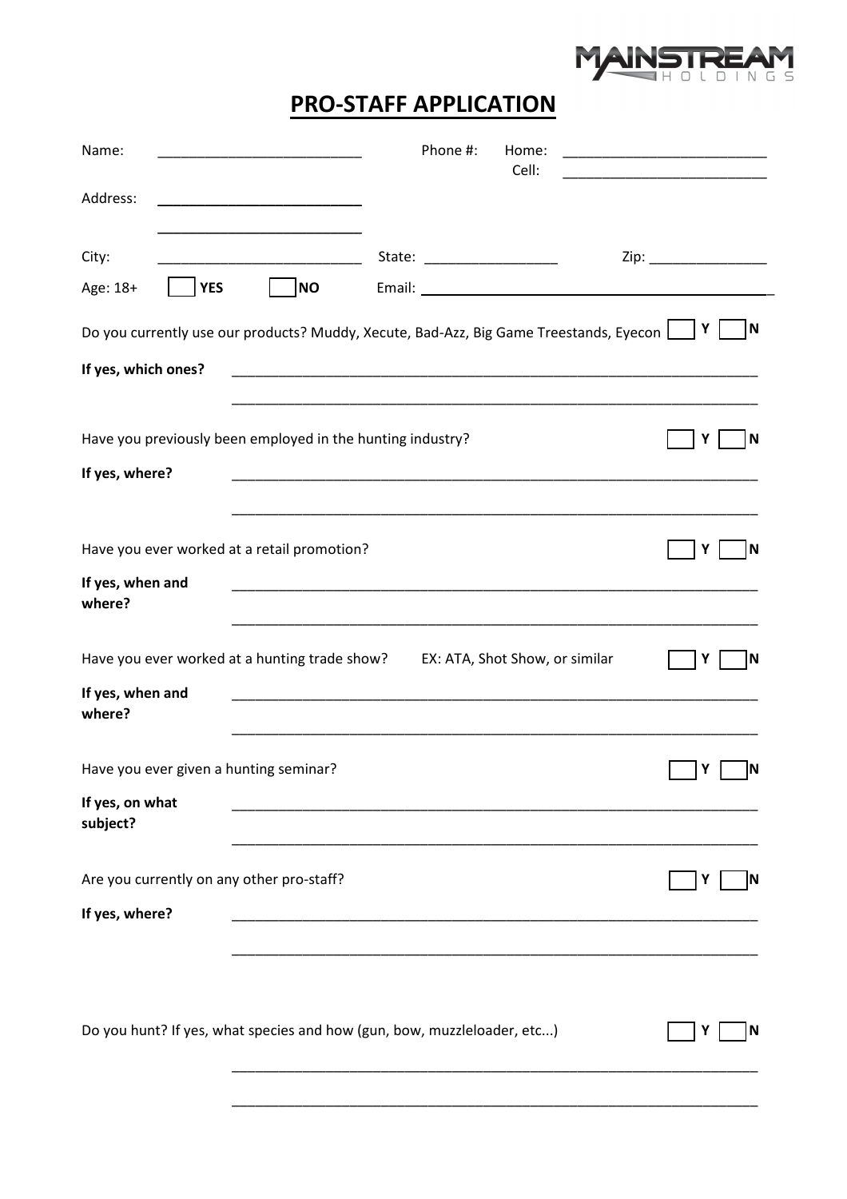MAINSTREAM HOLDINGS

# PRO-STAFF APPLICATION

Name: ___________________________ Phone #: Home: ___________________________
Cell: ___________________________

Address: ___________________________
___________________________

City: ___________________________ State: _________________ Zip: ________________

Age: 18+ ☐ YES ☐ NO Email: ________________________________________________

Do you currently use our products? Muddy, Xecute, Bad-Azz, Big Game Treestands, Eyecon ☐ Y ☐ N

**If yes, which ones?** ______________________________________________________________________
______________________________________________________________________

Have you previously been employed in the hunting industry? ☐ Y ☐ N

**If yes, where?** ______________________________________________________________________
______________________________________________________________________

Have you ever worked at a retail promotion? ☐ Y ☐ N

**If yes, when and where?** ______________________________________________________________________
______________________________________________________________________

Have you ever worked at a hunting trade show? EX: ATA, Shot Show, or similar ☐ Y ☐ N

**If yes, when and where?** ______________________________________________________________________
______________________________________________________________________

Have you ever given a hunting seminar? ☐ Y ☐ N

**If yes, on what subject?** ______________________________________________________________________
______________________________________________________________________

Are you currently on any other pro-staff? ☐ Y ☐ N

**If yes, where?** ______________________________________________________________________
______________________________________________________________________

Do you hunt? If yes, what species and how (gun, bow, muzzleloader, etc...) ☐ Y ☐ N

______________________________________________________________________
______________________________________________________________________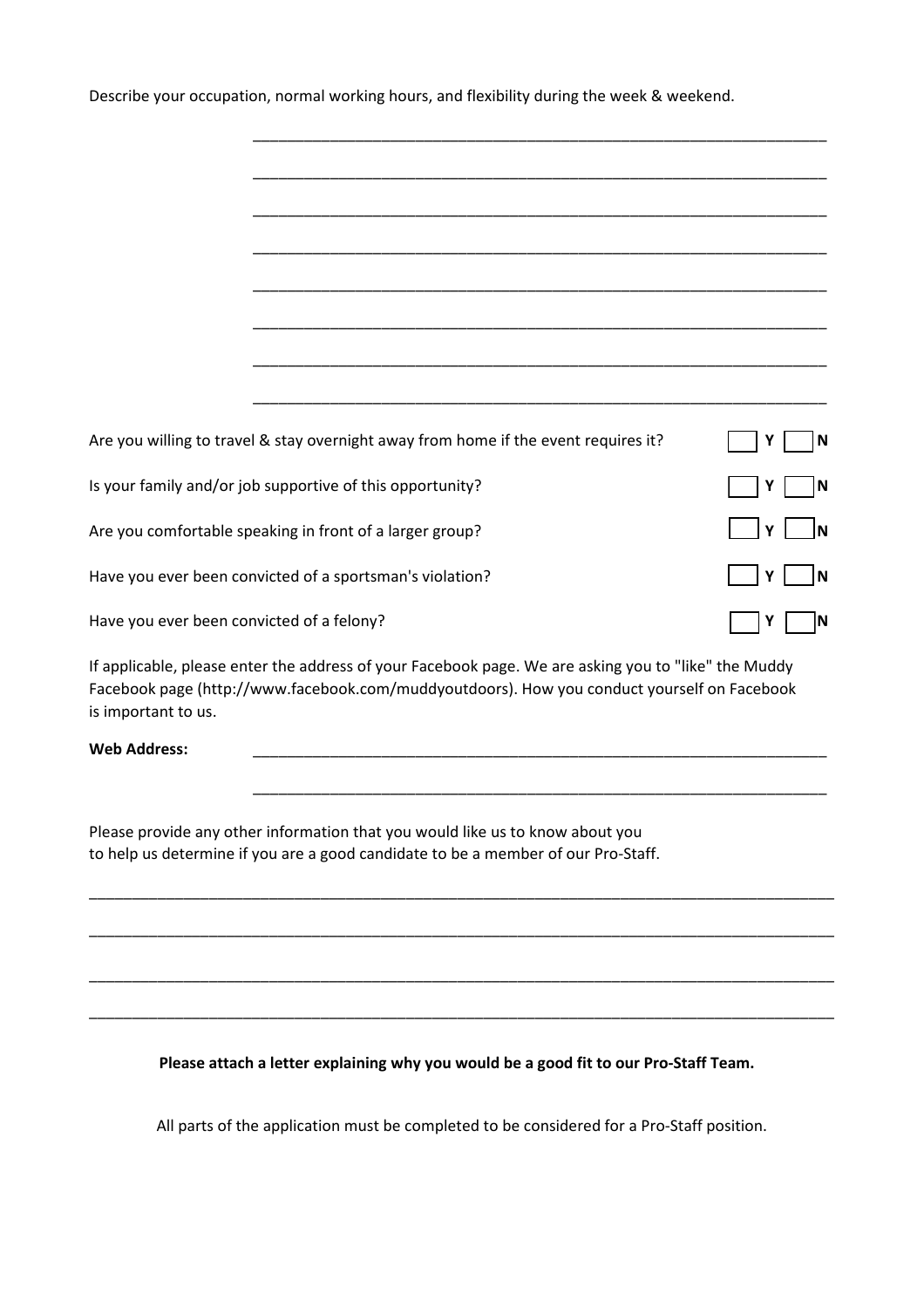Describe your occupation, normal working hours, and flexibility during the week & weekend.

\_\_\_\_\_\_\_\_\_\_\_\_\_\_\_\_\_\_\_\_\_\_\_\_\_\_\_\_\_\_\_\_\_\_\_\_\_\_\_\_\_\_\_\_\_\_\_\_\_\_\_\_\_\_\_\_\_\_\_\_\_\_\_\_\_\_\_\_

\_\_\_\_\_\_\_\_\_\_\_\_\_\_\_\_\_\_\_\_\_\_\_\_\_\_\_\_\_\_\_\_\_\_\_\_\_\_\_\_\_\_\_\_\_\_\_\_\_\_\_\_\_\_\_\_\_\_\_\_\_\_\_\_\_\_\_\_

\_\_\_\_\_\_\_\_\_\_\_\_\_\_\_\_\_\_\_\_\_\_\_\_\_\_\_\_\_\_\_\_\_\_\_\_\_\_\_\_\_\_\_\_\_\_\_\_\_\_\_\_\_\_\_\_\_\_\_\_\_\_\_\_\_\_\_\_

\_\_\_\_\_\_\_\_\_\_\_\_\_\_\_\_\_\_\_\_\_\_\_\_\_\_\_\_\_\_\_\_\_\_\_\_\_\_\_\_\_\_\_\_\_\_\_\_\_\_\_\_\_\_\_\_\_\_\_\_\_\_\_\_\_\_\_\_

\_\_\_\_\_\_\_\_\_\_\_\_\_\_\_\_\_\_\_\_\_\_\_\_\_\_\_\_\_\_\_\_\_\_\_\_\_\_\_\_\_\_\_\_\_\_\_\_\_\_\_\_\_\_\_\_\_\_\_\_\_\_\_\_\_\_\_\_

\_\_\_\_\_\_\_\_\_\_\_\_\_\_\_\_\_\_\_\_\_\_\_\_\_\_\_\_\_\_\_\_\_\_\_\_\_\_\_\_\_\_\_\_\_\_\_\_\_\_\_\_\_\_\_\_\_\_\_\_\_\_\_\_\_\_\_\_

\_\_\_\_\_\_\_\_\_\_\_\_\_\_\_\_\_\_\_\_\_\_\_\_\_\_\_\_\_\_\_\_\_\_\_\_\_\_\_\_\_\_\_\_\_\_\_\_\_\_\_\_\_\_\_\_\_\_\_\_\_\_\_\_\_\_\_\_

\_\_\_\_\_\_\_\_\_\_\_\_\_\_\_\_\_\_\_\_\_\_\_\_\_\_\_\_\_\_\_\_\_\_\_\_\_\_\_\_\_\_\_\_\_\_\_\_\_\_\_\_\_\_\_\_\_\_\_\_\_\_\_\_\_\_\_\_

Are you willing to travel & stay overnight away from home if the event requires it? ☐ **Y** ☐ **N**

Is your family and/or job supportive of this opportunity? ☐ **Y** ☐ **N**

Are you comfortable speaking in front of a larger group? ☐ **Y** ☐ **N**

Have you ever been convicted of a sportsman's violation? ☐ **Y** ☐ **N**

Have you ever been convicted of a felony? ☐ **Y** ☐ **N**

If applicable, please enter the address of your Facebook page. We are asking you to "like" the Muddy Facebook page (http://www.facebook.com/muddyoutdoors). How you conduct yourself on Facebook is important to us.

**Web Address:** \_\_\_\_\_\_\_\_\_\_\_\_\_\_\_\_\_\_\_\_\_\_\_\_\_\_\_\_\_\_\_\_\_\_\_\_\_\_\_\_\_\_\_\_\_\_\_\_\_\_\_\_\_\_\_\_\_\_\_\_\_\_\_\_\_\_\_\_

\_\_\_\_\_\_\_\_\_\_\_\_\_\_\_\_\_\_\_\_\_\_\_\_\_\_\_\_\_\_\_\_\_\_\_\_\_\_\_\_\_\_\_\_\_\_\_\_\_\_\_\_\_\_\_\_\_\_\_\_\_\_\_\_\_\_\_\_

Please provide any other information that you would like us to know about you to help us determine if you are a good candidate to be a member of our Pro-Staff.

\_\_\_\_\_\_\_\_\_\_\_\_\_\_\_\_\_\_\_\_\_\_\_\_\_\_\_\_\_\_\_\_\_\_\_\_\_\_\_\_\_\_\_\_\_\_\_\_\_\_\_\_\_\_\_\_\_\_\_\_\_\_\_\_\_\_\_\_\_\_\_\_\_\_\_\_\_\_\_\_\_\_\_\_\_\_

\_\_\_\_\_\_\_\_\_\_\_\_\_\_\_\_\_\_\_\_\_\_\_\_\_\_\_\_\_\_\_\_\_\_\_\_\_\_\_\_\_\_\_\_\_\_\_\_\_\_\_\_\_\_\_\_\_\_\_\_\_\_\_\_\_\_\_\_\_\_\_\_\_\_\_\_\_\_\_\_\_\_\_\_\_\_

\_\_\_\_\_\_\_\_\_\_\_\_\_\_\_\_\_\_\_\_\_\_\_\_\_\_\_\_\_\_\_\_\_\_\_\_\_\_\_\_\_\_\_\_\_\_\_\_\_\_\_\_\_\_\_\_\_\_\_\_\_\_\_\_\_\_\_\_\_\_\_\_\_\_\_\_\_\_\_\_\_\_\_\_\_\_

\_\_\_\_\_\_\_\_\_\_\_\_\_\_\_\_\_\_\_\_\_\_\_\_\_\_\_\_\_\_\_\_\_\_\_\_\_\_\_\_\_\_\_\_\_\_\_\_\_\_\_\_\_\_\_\_\_\_\_\_\_\_\_\_\_\_\_\_\_\_\_\_\_\_\_\_\_\_\_\_\_\_\_\_\_\_

**Please attach a letter explaining why you would be a good fit to our Pro-Staff Team.**

All parts of the application must be completed to be considered for a Pro-Staff position.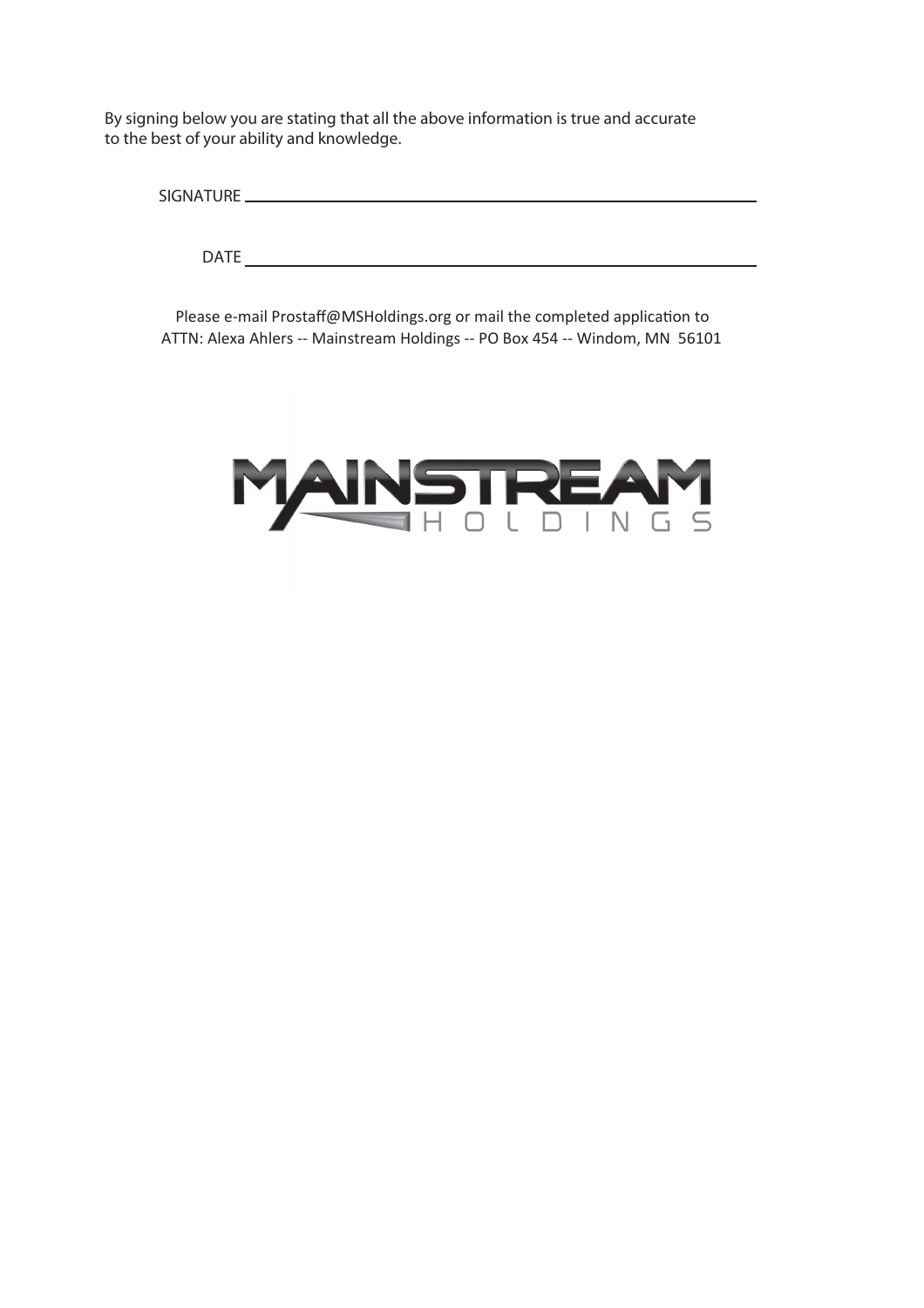By signing below you are stating that all the above information is true and accurate to the best of your ability and knowledge.

SIGNATURE ______________________________________________

DATE ______________________________________________

Please e-mail Prostaff@MSHoldings.org or mail the completed application to
ATTN: Alexa Ahlers -- Mainstream Holdings -- PO Box 454 -- Windom, MN 56101

MAINSTREAM HOLDINGS